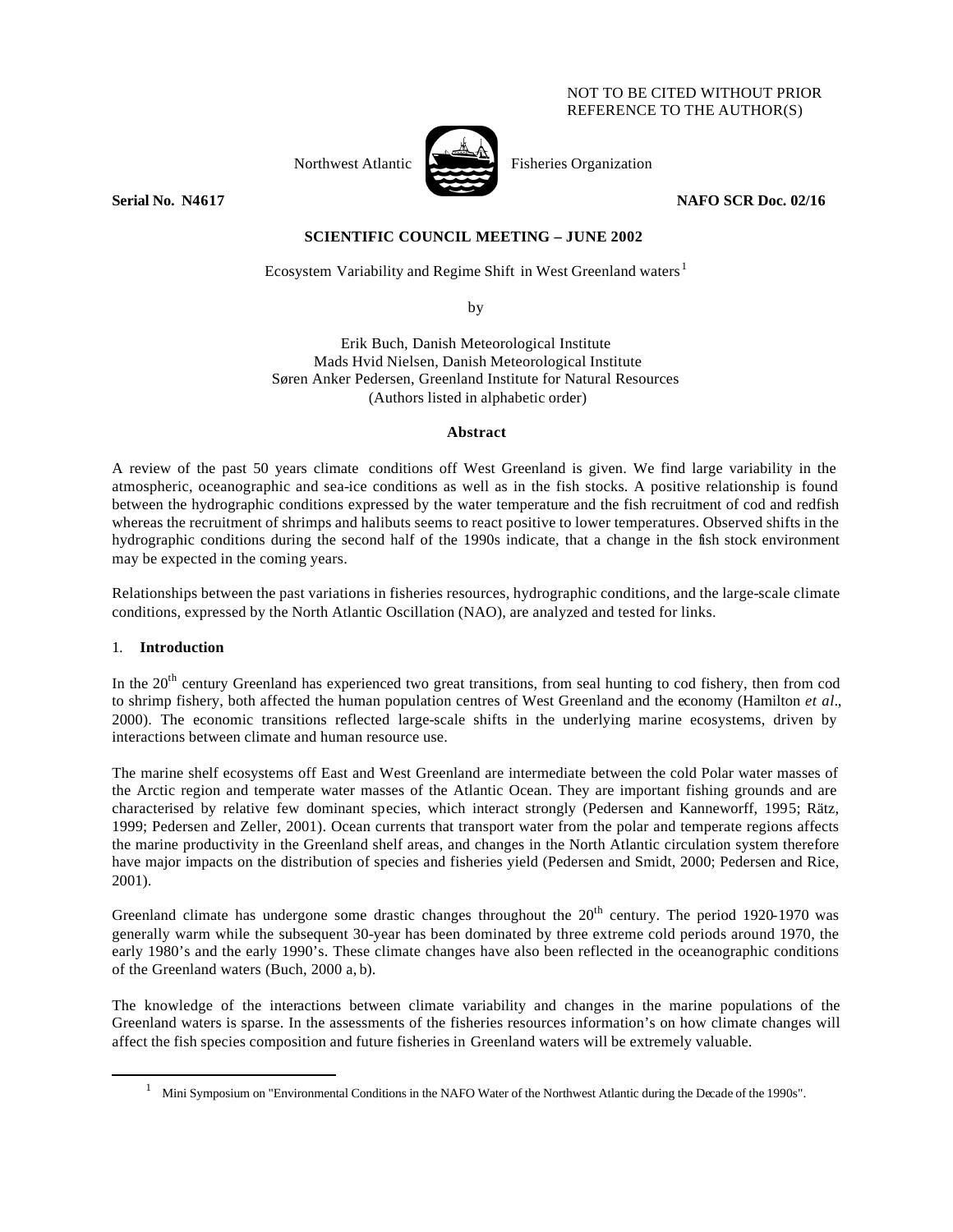NOT TO BE CITED WITHOUT PRIOR REFERENCE TO THE AUTHOR(S)

Northwest Atlantic Fisheries Organization

**Serial No. N4617** **NAFO SCR Doc. 02/16**

**SCIENTIFIC COUNCIL MEETING – JUNE 2002**

# Ecosystem Variability and Regime Shift in West Greenland waters[1]

by

Erik Buch, Danish Meteorological Institute
Mads Hvid Nielsen, Danish Meteorological Institute
Søren Anker Pedersen, Greenland Institute for Natural Resources
(Authors listed in alphabetic order)

## Abstract

A review of the past 50 years climate conditions off West Greenland is given. We find large variability in the atmospheric, oceanographic and sea-ice conditions as well as in the fish stocks. A positive relationship is found between the hydrographic conditions expressed by the water temperature and the fish recruitment of cod and redfish whereas the recruitment of shrimps and halibuts seems to react positive to lower temperatures. Observed shifts in the hydrographic conditions during the second half of the 1990s indicate, that a change in the fish stock environment may be expected in the coming years.

Relationships between the past variations in fisheries resources, hydrographic conditions, and the large-scale climate conditions, expressed by the North Atlantic Oscillation (NAO), are analyzed and tested for links.

## 1. Introduction

In the 20th century Greenland has experienced two great transitions, from seal hunting to cod fishery, then from cod to shrimp fishery, both affected the human population centres of West Greenland and the economy (Hamilton *et al*., 2000). The economic transitions reflected large-scale shifts in the underlying marine ecosystems, driven by interactions between climate and human resource use.

The marine shelf ecosystems off East and West Greenland are intermediate between the cold Polar water masses of the Arctic region and temperate water masses of the Atlantic Ocean. They are important fishing grounds and are characterised by relative few dominant species, which interact strongly (Pedersen and Kanneworff, 1995; Rätz, 1999; Pedersen and Zeller, 2001). Ocean currents that transport water from the polar and temperate regions affects the marine productivity in the Greenland shelf areas, and changes in the North Atlantic circulation system therefore have major impacts on the distribution of species and fisheries yield (Pedersen and Smidt, 2000; Pedersen and Rice, 2001).

Greenland climate has undergone some drastic changes throughout the 20th century. The period 1920-1970 was generally warm while the subsequent 30-year has been dominated by three extreme cold periods around 1970, the early 1980's and the early 1990's. These climate changes have also been reflected in the oceanographic conditions of the Greenland waters (Buch, 2000 a, b).

The knowledge of the interactions between climate variability and changes in the marine populations of the Greenland waters is sparse. In the assessments of the fisheries resources information's on how climate changes will affect the fish species composition and future fisheries in Greenland waters will be extremely valuable.

[1] Mini Symposium on "Environmental Conditions in the NAFO Water of the Northwest Atlantic during the Decade of the 1990s".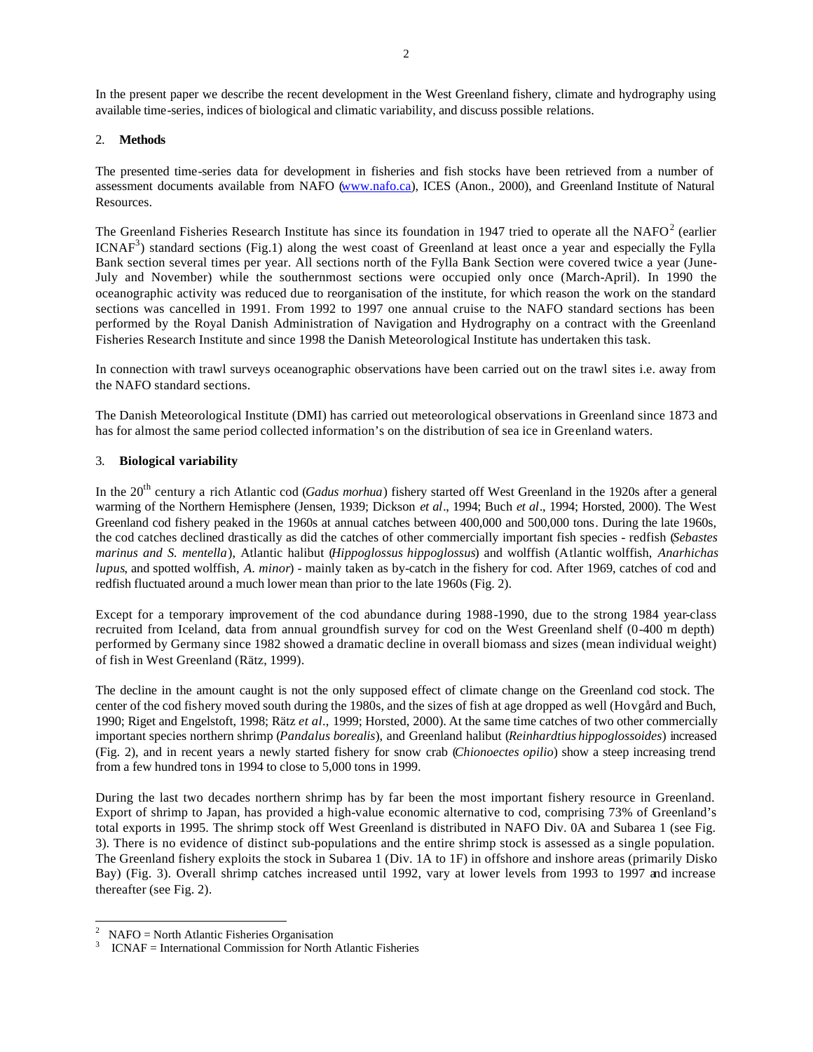In the present paper we describe the recent development in the West Greenland fishery, climate and hydrography using available time-series, indices of biological and climatic variability, and discuss possible relations.

## 2. Methods

The presented time-series data for development in fisheries and fish stocks have been retrieved from a number of assessment documents available from NAFO (www.nafo.ca), ICES (Anon., 2000), and Greenland Institute of Natural Resources.

The Greenland Fisheries Research Institute has since its foundation in 1947 tried to operate all the NAFO[2] (earlier ICNAF[3]) standard sections (Fig.1) along the west coast of Greenland at least once a year and especially the Fylla Bank section several times per year. All sections north of the Fylla Bank Section were covered twice a year (June-July and November) while the southernmost sections were occupied only once (March-April). In 1990 the oceanographic activity was reduced due to reorganisation of the institute, for which reason the work on the standard sections was cancelled in 1991. From 1992 to 1997 one annual cruise to the NAFO standard sections has been performed by the Royal Danish Administration of Navigation and Hydrography on a contract with the Greenland Fisheries Research Institute and since 1998 the Danish Meteorological Institute has undertaken this task.

In connection with trawl surveys oceanographic observations have been carried out on the trawl sites i.e. away from the NAFO standard sections.

The Danish Meteorological Institute (DMI) has carried out meteorological observations in Greenland since 1873 and has for almost the same period collected information's on the distribution of sea ice in Greenland waters.

## 3. Biological variability

In the 20th century a rich Atlantic cod (*Gadus morhua*) fishery started off West Greenland in the 1920s after a general warming of the Northern Hemisphere (Jensen, 1939; Dickson *et al*., 1994; Buch *et al*., 1994; Horsted, 2000). The West Greenland cod fishery peaked in the 1960s at annual catches between 400,000 and 500,000 tons. During the late 1960s, the cod catches declined drastically as did the catches of other commercially important fish species - redfish (*Sebastes marinus and S. mentella*), Atlantic halibut (*Hippoglossus hippoglossus*) and wolffish (Atlantic wolffish, *Anarhichas lupus*, and spotted wolffish, *A. minor*) - mainly taken as by-catch in the fishery for cod. After 1969, catches of cod and redfish fluctuated around a much lower mean than prior to the late 1960s (Fig. 2).

Except for a temporary improvement of the cod abundance during 1988-1990, due to the strong 1984 year-class recruited from Iceland, data from annual groundfish survey for cod on the West Greenland shelf (0-400 m depth) performed by Germany since 1982 showed a dramatic decline in overall biomass and sizes (mean individual weight) of fish in West Greenland (Rätz, 1999).

The decline in the amount caught is not the only supposed effect of climate change on the Greenland cod stock. The center of the cod fishery moved south during the 1980s, and the sizes of fish at age dropped as well (Hovgård and Buch, 1990; Riget and Engelstoft, 1998; Rätz *et al*., 1999; Horsted, 2000). At the same time catches of two other commercially important species northern shrimp (*Pandalus borealis*), and Greenland halibut (*Reinhardtius hippoglossoides*) increased (Fig. 2), and in recent years a newly started fishery for snow crab (*Chionoectes opilio*) show a steep increasing trend from a few hundred tons in 1994 to close to 5,000 tons in 1999.

During the last two decades northern shrimp has by far been the most important fishery resource in Greenland. Export of shrimp to Japan, has provided a high-value economic alternative to cod, comprising 73% of Greenland's total exports in 1995. The shrimp stock off West Greenland is distributed in NAFO Div. 0A and Subarea 1 (see Fig. 3). There is no evidence of distinct sub-populations and the entire shrimp stock is assessed as a single population. The Greenland fishery exploits the stock in Subarea 1 (Div. 1A to 1F) in offshore and inshore areas (primarily Disko Bay) (Fig. 3). Overall shrimp catches increased until 1992, vary at lower levels from 1993 to 1997 and increase thereafter (see Fig. 2).

---

[2] NAFO = North Atlantic Fisheries Organisation

[3] ICNAF = International Commission for North Atlantic Fisheries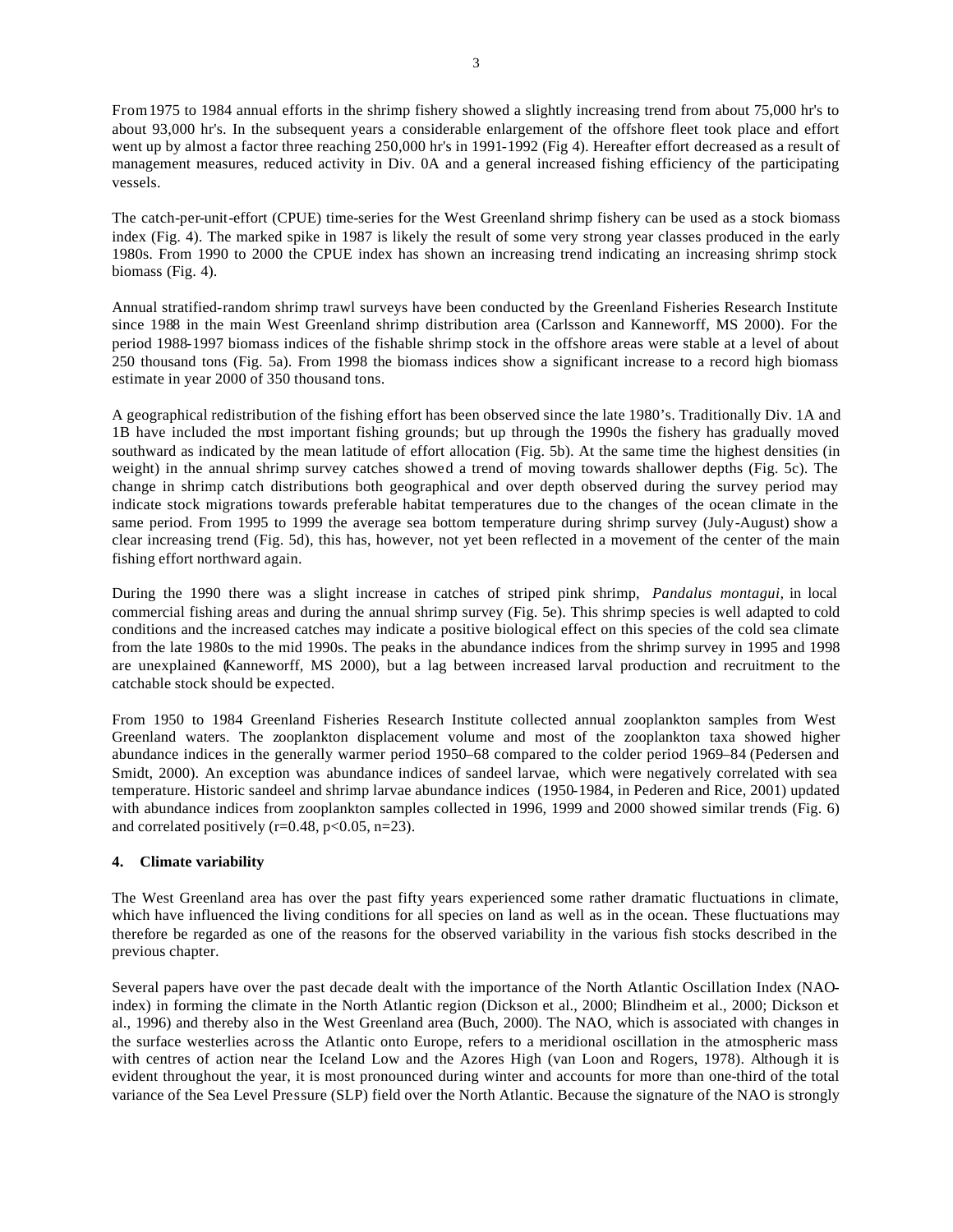From 1975 to 1984 annual efforts in the shrimp fishery showed a slightly increasing trend from about 75,000 hr's to about 93,000 hr's. In the subsequent years a considerable enlargement of the offshore fleet took place and effort went up by almost a factor three reaching 250,000 hr's in 1991-1992 (Fig 4). Hereafter effort decreased as a result of management measures, reduced activity in Div. 0A and a general increased fishing efficiency of the participating vessels.

The catch-per-unit-effort (CPUE) time-series for the West Greenland shrimp fishery can be used as a stock biomass index (Fig. 4). The marked spike in 1987 is likely the result of some very strong year classes produced in the early 1980s. From 1990 to 2000 the CPUE index has shown an increasing trend indicating an increasing shrimp stock biomass (Fig. 4).

Annual stratified-random shrimp trawl surveys have been conducted by the Greenland Fisheries Research Institute since 1988 in the main West Greenland shrimp distribution area (Carlsson and Kanneworff, MS 2000). For the period 1988-1997 biomass indices of the fishable shrimp stock in the offshore areas were stable at a level of about 250 thousand tons (Fig. 5a). From 1998 the biomass indices show a significant increase to a record high biomass estimate in year 2000 of 350 thousand tons.

A geographical redistribution of the fishing effort has been observed since the late 1980's. Traditionally Div. 1A and 1B have included the most important fishing grounds; but up through the 1990s the fishery has gradually moved southward as indicated by the mean latitude of effort allocation (Fig. 5b). At the same time the highest densities (in weight) in the annual shrimp survey catches showed a trend of moving towards shallower depths (Fig. 5c). The change in shrimp catch distributions both geographical and over depth observed during the survey period may indicate stock migrations towards preferable habitat temperatures due to the changes of the ocean climate in the same period. From 1995 to 1999 the average sea bottom temperature during shrimp survey (July-August) show a clear increasing trend (Fig. 5d), this has, however, not yet been reflected in a movement of the center of the main fishing effort northward again.

During the 1990 there was a slight increase in catches of striped pink shrimp, *Pandalus montagui,* in local commercial fishing areas and during the annual shrimp survey (Fig. 5e). This shrimp species is well adapted to cold conditions and the increased catches may indicate a positive biological effect on this species of the cold sea climate from the late 1980s to the mid 1990s. The peaks in the abundance indices from the shrimp survey in 1995 and 1998 are unexplained (Kanneworff, MS 2000), but a lag between increased larval production and recruitment to the catchable stock should be expected.

From 1950 to 1984 Greenland Fisheries Research Institute collected annual zooplankton samples from West Greenland waters. The zooplankton displacement volume and most of the zooplankton taxa showed higher abundance indices in the generally warmer period 1950–68 compared to the colder period 1969–84 (Pedersen and Smidt, 2000). An exception was abundance indices of sandeel larvae, which were negatively correlated with sea temperature. Historic sandeel and shrimp larvae abundance indices (1950-1984, in Pederen and Rice, 2001) updated with abundance indices from zooplankton samples collected in 1996, 1999 and 2000 showed similar trends (Fig. 6) and correlated positively ($r=0.48$, $p<0.05$, $n=23$).

## 4. Climate variability

The West Greenland area has over the past fifty years experienced some rather dramatic fluctuations in climate, which have influenced the living conditions for all species on land as well as in the ocean. These fluctuations may therefore be regarded as one of the reasons for the observed variability in the various fish stocks described in the previous chapter.

Several papers have over the past decade dealt with the importance of the North Atlantic Oscillation Index (NAO-index) in forming the climate in the North Atlantic region (Dickson et al., 2000; Blindheim et al., 2000; Dickson et al., 1996) and thereby also in the West Greenland area (Buch, 2000). The NAO, which is associated with changes in the surface westerlies across the Atlantic onto Europe, refers to a meridional oscillation in the atmospheric mass with centres of action near the Iceland Low and the Azores High (van Loon and Rogers, 1978). Although it is evident throughout the year, it is most pronounced during winter and accounts for more than one-third of the total variance of the Sea Level Pressure (SLP) field over the North Atlantic. Because the signature of the NAO is strongly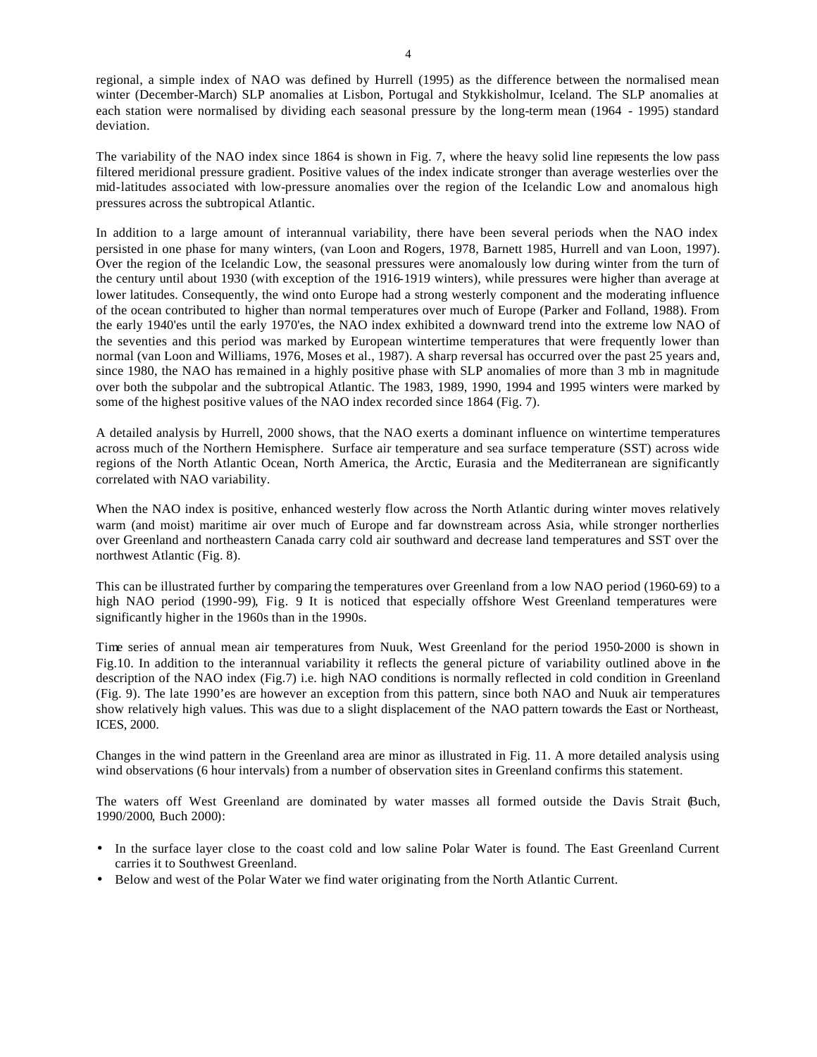regional, a simple index of NAO was defined by Hurrell (1995) as the difference between the normalised mean winter (December-March) SLP anomalies at Lisbon, Portugal and Stykkisholmur, Iceland. The SLP anomalies at each station were normalised by dividing each seasonal pressure by the long-term mean (1964 - 1995) standard deviation.

The variability of the NAO index since 1864 is shown in Fig. 7, where the heavy solid line represents the low pass filtered meridional pressure gradient. Positive values of the index indicate stronger than average westerlies over the mid-latitudes associated with low-pressure anomalies over the region of the Icelandic Low and anomalous high pressures across the subtropical Atlantic.

In addition to a large amount of interannual variability, there have been several periods when the NAO index persisted in one phase for many winters, (van Loon and Rogers, 1978, Barnett 1985, Hurrell and van Loon, 1997). Over the region of the Icelandic Low, the seasonal pressures were anomalously low during winter from the turn of the century until about 1930 (with exception of the 1916-1919 winters), while pressures were higher than average at lower latitudes. Consequently, the wind onto Europe had a strong westerly component and the moderating influence of the ocean contributed to higher than normal temperatures over much of Europe (Parker and Folland, 1988). From the early 1940'es until the early 1970'es, the NAO index exhibited a downward trend into the extreme low NAO of the seventies and this period was marked by European wintertime temperatures that were frequently lower than normal (van Loon and Williams, 1976, Moses et al., 1987). A sharp reversal has occurred over the past 25 years and, since 1980, the NAO has remained in a highly positive phase with SLP anomalies of more than 3 mb in magnitude over both the subpolar and the subtropical Atlantic. The 1983, 1989, 1990, 1994 and 1995 winters were marked by some of the highest positive values of the NAO index recorded since 1864 (Fig. 7).

A detailed analysis by Hurrell, 2000 shows, that the NAO exerts a dominant influence on wintertime temperatures across much of the Northern Hemisphere. Surface air temperature and sea surface temperature (SST) across wide regions of the North Atlantic Ocean, North America, the Arctic, Eurasia and the Mediterranean are significantly correlated with NAO variability.

When the NAO index is positive, enhanced westerly flow across the North Atlantic during winter moves relatively warm (and moist) maritime air over much of Europe and far downstream across Asia, while stronger northerlies over Greenland and northeastern Canada carry cold air southward and decrease land temperatures and SST over the northwest Atlantic (Fig. 8).

This can be illustrated further by comparing the temperatures over Greenland from a low NAO period (1960-69) to a high NAO period (1990-99), Fig. 9. It is noticed that especially offshore West Greenland temperatures were significantly higher in the 1960s than in the 1990s.

Time series of annual mean air temperatures from Nuuk, West Greenland for the period 1950-2000 is shown in Fig.10. In addition to the interannual variability it reflects the general picture of variability outlined above in the description of the NAO index (Fig.7) i.e. high NAO conditions is normally reflected in cold condition in Greenland (Fig. 9). The late 1990'es are however an exception from this pattern, since both NAO and Nuuk air temperatures show relatively high values. This was due to a slight displacement of the NAO pattern towards the East or Northeast, ICES, 2000.

Changes in the wind pattern in the Greenland area are minor as illustrated in Fig. 11. A more detailed analysis using wind observations (6 hour intervals) from a number of observation sites in Greenland confirms this statement.

The waters off West Greenland are dominated by water masses all formed outside the Davis Strait (Buch, 1990/2000, Buch 2000):

- In the surface layer close to the coast cold and low saline Polar Water is found. The East Greenland Current carries it to Southwest Greenland.
- Below and west of the Polar Water we find water originating from the North Atlantic Current.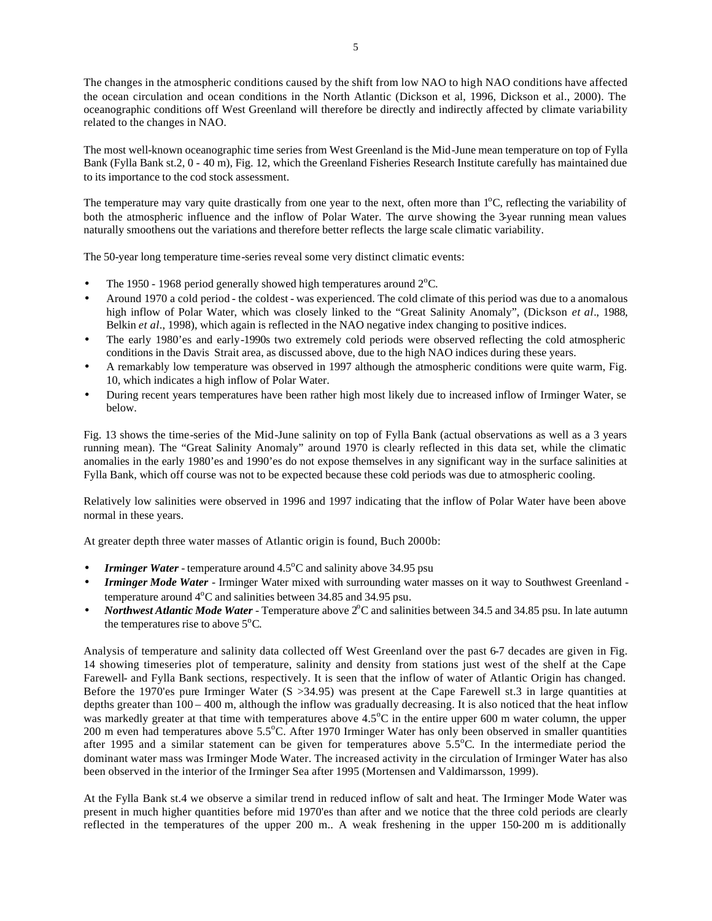The changes in the atmospheric conditions caused by the shift from low NAO to high NAO conditions have affected the ocean circulation and ocean conditions in the North Atlantic (Dickson et al, 1996, Dickson et al., 2000). The oceanographic conditions off West Greenland will therefore be directly and indirectly affected by climate variability related to the changes in NAO.

The most well-known oceanographic time series from West Greenland is the Mid-June mean temperature on top of Fylla Bank (Fylla Bank st.2, 0 - 40 m), Fig. 12, which the Greenland Fisheries Research Institute carefully has maintained due to its importance to the cod stock assessment.

The temperature may vary quite drastically from one year to the next, often more than $1^{o}C$, reflecting the variability of both the atmospheric influence and the inflow of Polar Water. The curve showing the 3-year running mean values naturally smoothens out the variations and therefore better reflects the large scale climatic variability.

The 50-year long temperature time-series reveal some very distinct climatic events:

- The 1950 - 1968 period generally showed high temperatures around $2^{o}C$.
- Around 1970 a cold period - the coldest - was experienced. The cold climate of this period was due to a anomalous high inflow of Polar Water, which was closely linked to the "Great Salinity Anomaly", (Dickson *et al*., 1988, Belkin *et al*., 1998), which again is reflected in the NAO negative index changing to positive indices.
- The early 1980'es and early-1990s two extremely cold periods were observed reflecting the cold atmospheric conditions in the Davis Strait area, as discussed above, due to the high NAO indices during these years.
- A remarkably low temperature was observed in 1997 although the atmospheric conditions were quite warm, Fig. 10, which indicates a high inflow of Polar Water.
- During recent years temperatures have been rather high most likely due to increased inflow of Irminger Water, se below.

Fig. 13 shows the time-series of the Mid-June salinity on top of Fylla Bank (actual observations as well as a 3 years running mean). The "Great Salinity Anomaly" around 1970 is clearly reflected in this data set, while the climatic anomalies in the early 1980'es and 1990'es do not expose themselves in any significant way in the surface salinities at Fylla Bank, which off course was not to be expected because these cold periods was due to atmospheric cooling.

Relatively low salinities were observed in 1996 and 1997 indicating that the inflow of Polar Water have been above normal in these years.

At greater depth three water masses of Atlantic origin is found, Buch 2000b:

- ***Irminger Water*** - temperature around $4.5^{o}C$ and salinity above 34.95 psu
- ***Irminger Mode Water*** - Irminger Water mixed with surrounding water masses on it way to Southwest Greenland - temperature around $4^{o}C$ and salinities between 34.85 and 34.95 psu.
- ***Northwest Atlantic Mode Water*** - Temperature above $2^{o}C$ and salinities between 34.5 and 34.85 psu. In late autumn the temperatures rise to above $5^{o}C$.

Analysis of temperature and salinity data collected off West Greenland over the past 6-7 decades are given in Fig. 14 showing timeseries plot of temperature, salinity and density from stations just west of the shelf at the Cape Farewell- and Fylla Bank sections, respectively. It is seen that the inflow of water of Atlantic Origin has changed. Before the 1970'es pure Irminger Water (S >34.95) was present at the Cape Farewell st.3 in large quantities at depths greater than 100 – 400 m, although the inflow was gradually decreasing. It is also noticed that the heat inflow was markedly greater at that time with temperatures above $4.5^{o}C$ in the entire upper 600 m water column, the upper 200 m even had temperatures above $5.5^{o}C$. After 1970 Irminger Water has only been observed in smaller quantities after 1995 and a similar statement can be given for temperatures above $5.5^{o}C$. In the intermediate period the dominant water mass was Irminger Mode Water. The increased activity in the circulation of Irminger Water has also been observed in the interior of the Irminger Sea after 1995 (Mortensen and Valdimarsson, 1999).

At the Fylla Bank st.4 we observe a similar trend in reduced inflow of salt and heat. The Irminger Mode Water was present in much higher quantities before mid 1970'es than after and we notice that the three cold periods are clearly reflected in the temperatures of the upper 200 m.. A weak freshening in the upper 150-200 m is additionally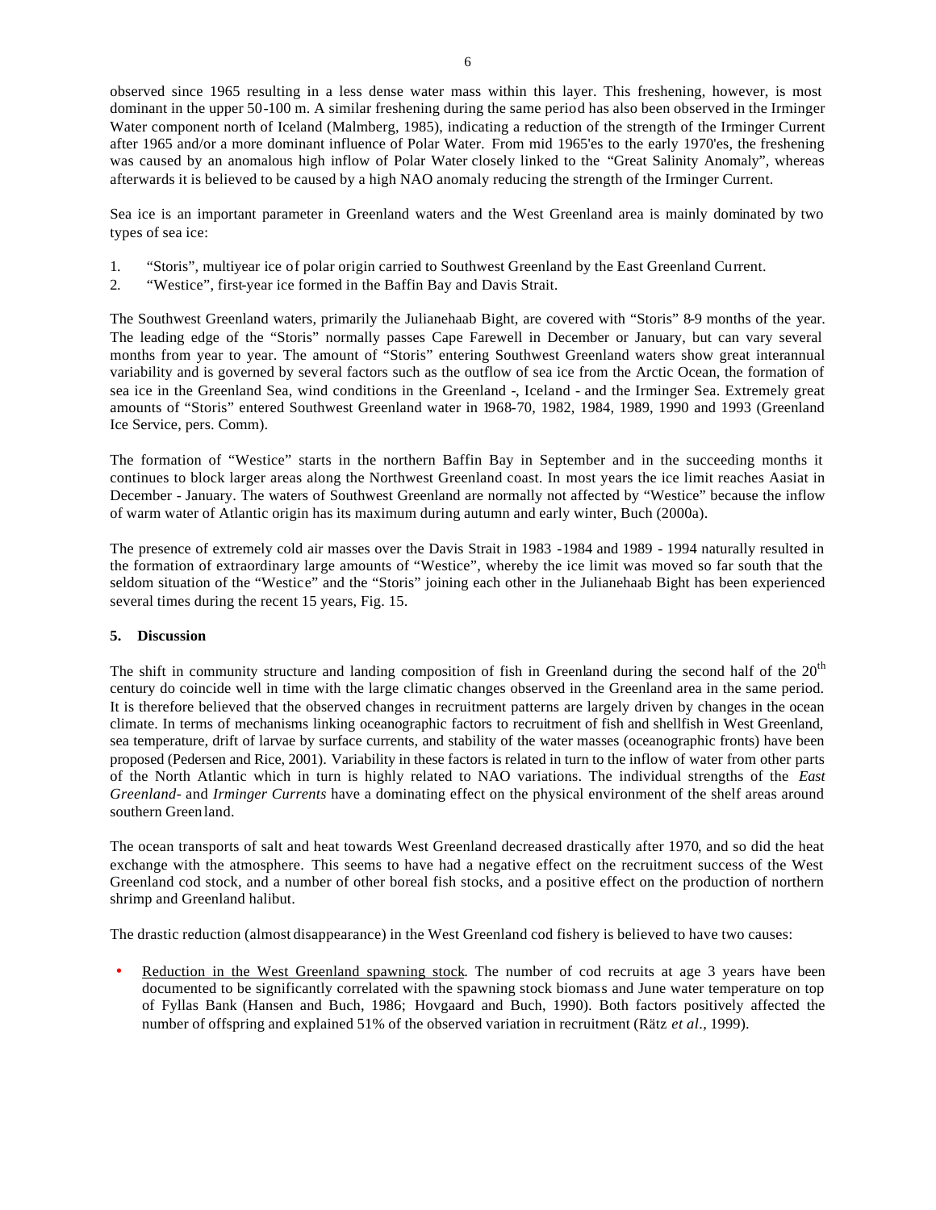observed since 1965 resulting in a less dense water mass within this layer. This freshening, however, is most dominant in the upper 50-100 m. A similar freshening during the same period has also been observed in the Irminger Water component north of Iceland (Malmberg, 1985), indicating a reduction of the strength of the Irminger Current after 1965 and/or a more dominant influence of Polar Water. From mid 1965'es to the early 1970'es, the freshening was caused by an anomalous high inflow of Polar Water closely linked to the "Great Salinity Anomaly", whereas afterwards it is believed to be caused by a high NAO anomaly reducing the strength of the Irminger Current.

Sea ice is an important parameter in Greenland waters and the West Greenland area is mainly dominated by two types of sea ice:

1. "Storis", multiyear ice of polar origin carried to Southwest Greenland by the East Greenland Current.
2. "Westice", first-year ice formed in the Baffin Bay and Davis Strait.

The Southwest Greenland waters, primarily the Julianehaab Bight, are covered with "Storis" 8-9 months of the year. The leading edge of the "Storis" normally passes Cape Farewell in December or January, but can vary several months from year to year. The amount of "Storis" entering Southwest Greenland waters show great interannual variability and is governed by several factors such as the outflow of sea ice from the Arctic Ocean, the formation of sea ice in the Greenland Sea, wind conditions in the Greenland -, Iceland - and the Irminger Sea. Extremely great amounts of "Storis" entered Southwest Greenland water in 1968-70, 1982, 1984, 1989, 1990 and 1993 (Greenland Ice Service, pers. Comm).

The formation of "Westice" starts in the northern Baffin Bay in September and in the succeeding months it continues to block larger areas along the Northwest Greenland coast. In most years the ice limit reaches Aasiat in December - January. The waters of Southwest Greenland are normally not affected by "Westice" because the inflow of warm water of Atlantic origin has its maximum during autumn and early winter, Buch (2000a).

The presence of extremely cold air masses over the Davis Strait in 1983 -1984 and 1989 - 1994 naturally resulted in the formation of extraordinary large amounts of "Westice", whereby the ice limit was moved so far south that the seldom situation of the "Westice" and the "Storis" joining each other in the Julianehaab Bight has been experienced several times during the recent 15 years, Fig. 15.

## 5. Discussion

The shift in community structure and landing composition of fish in Greenland during the second half of the 20$^{th}$ century do coincide well in time with the large climatic changes observed in the Greenland area in the same period. It is therefore believed that the observed changes in recruitment patterns are largely driven by changes in the ocean climate. In terms of mechanisms linking oceanographic factors to recruitment of fish and shellfish in West Greenland, sea temperature, drift of larvae by surface currents, and stability of the water masses (oceanographic fronts) have been proposed (Pedersen and Rice, 2001). Variability in these factors is related in turn to the inflow of water from other parts of the North Atlantic which in turn is highly related to NAO variations. The individual strengths of the *East Greenland-* and *Irminger Currents* have a dominating effect on the physical environment of the shelf areas around southern Greenland.

The ocean transports of salt and heat towards West Greenland decreased drastically after 1970, and so did the heat exchange with the atmosphere. This seems to have had a negative effect on the recruitment success of the West Greenland cod stock, and a number of other boreal fish stocks, and a positive effect on the production of northern shrimp and Greenland halibut.

The drastic reduction (almost disappearance) in the West Greenland cod fishery is believed to have two causes:

- Reduction in the West Greenland spawning stock. The number of cod recruits at age 3 years have been documented to be significantly correlated with the spawning stock biomass and June water temperature on top of Fyllas Bank (Hansen and Buch, 1986; Hovgaard and Buch, 1990). Both factors positively affected the number of offspring and explained 51% of the observed variation in recruitment (Rätz *et al.*, 1999).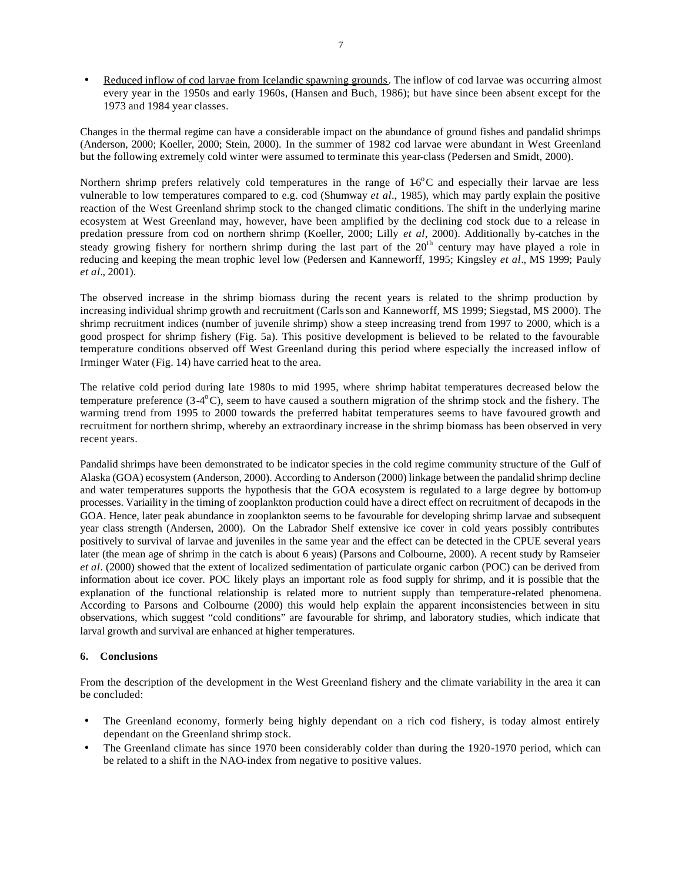- Reduced inflow of cod larvae from Icelandic spawning grounds. The inflow of cod larvae was occurring almost every year in the 1950s and early 1960s, (Hansen and Buch, 1986); but have since been absent except for the 1973 and 1984 year classes.

Changes in the thermal regime can have a considerable impact on the abundance of ground fishes and pandalid shrimps (Anderson, 2000; Koeller, 2000; Stein, 2000). In the summer of 1982 cod larvae were abundant in West Greenland but the following extremely cold winter were assumed to terminate this year-class (Pedersen and Smidt, 2000).

Northern shrimp prefers relatively cold temperatures in the range of 1-6$^{o}$C and especially their larvae are less vulnerable to low temperatures compared to e.g. cod (Shumway *et al*., 1985), which may partly explain the positive reaction of the West Greenland shrimp stock to the changed climatic conditions. The shift in the underlying marine ecosystem at West Greenland may, however, have been amplified by the declining cod stock due to a release in predation pressure from cod on northern shrimp (Koeller, 2000; Lilly *et al*, 2000). Additionally by-catches in the steady growing fishery for northern shrimp during the last part of the 20$^{th}$ century may have played a role in reducing and keeping the mean trophic level low (Pedersen and Kanneworff, 1995; Kingsley *et al*., MS 1999; Pauly *et al*., 2001).

The observed increase in the shrimp biomass during the recent years is related to the shrimp production by increasing individual shrimp growth and recruitment (Carlsson and Kanneworff, MS 1999; Siegstad, MS 2000). The shrimp recruitment indices (number of juvenile shrimp) show a steep increasing trend from 1997 to 2000, which is a good prospect for shrimp fishery (Fig. 5a). This positive development is believed to be related to the favourable temperature conditions observed off West Greenland during this period where especially the increased inflow of Irminger Water (Fig. 14) have carried heat to the area.

The relative cold period during late 1980s to mid 1995, where shrimp habitat temperatures decreased below the temperature preference (3-4$^{o}$C), seem to have caused a southern migration of the shrimp stock and the fishery. The warming trend from 1995 to 2000 towards the preferred habitat temperatures seems to have favoured growth and recruitment for northern shrimp, whereby an extraordinary increase in the shrimp biomass has been observed in very recent years.

Pandalid shrimps have been demonstrated to be indicator species in the cold regime community structure of the Gulf of Alaska (GOA) ecosystem (Anderson, 2000). According to Anderson (2000) linkage between the pandalid shrimp decline and water temperatures supports the hypothesis that the GOA ecosystem is regulated to a large degree by bottom-up processes. Variaility in the timing of zooplankton production could have a direct effect on recruitment of decapods in the GOA. Hence, later peak abundance in zooplankton seems to be favourable for developing shrimp larvae and subsequent year class strength (Andersen, 2000). On the Labrador Shelf extensive ice cover in cold years possibly contributes positively to survival of larvae and juveniles in the same year and the effect can be detected in the CPUE several years later (the mean age of shrimp in the catch is about 6 years) (Parsons and Colbourne, 2000). A recent study by Ramseier *et al*. (2000) showed that the extent of localized sedimentation of particulate organic carbon (POC) can be derived from information about ice cover. POC likely plays an important role as food supply for shrimp, and it is possible that the explanation of the functional relationship is related more to nutrient supply than temperature-related phenomena. According to Parsons and Colbourne (2000) this would help explain the apparent inconsistencies between in situ observations, which suggest "cold conditions" are favourable for shrimp, and laboratory studies, which indicate that larval growth and survival are enhanced at higher temperatures.

## 6. Conclusions

From the description of the development in the West Greenland fishery and the climate variability in the area it can be concluded:

- The Greenland economy, formerly being highly dependant on a rich cod fishery, is today almost entirely dependant on the Greenland shrimp stock.
- The Greenland climate has since 1970 been considerably colder than during the 1920-1970 period, which can be related to a shift in the NAO-index from negative to positive values.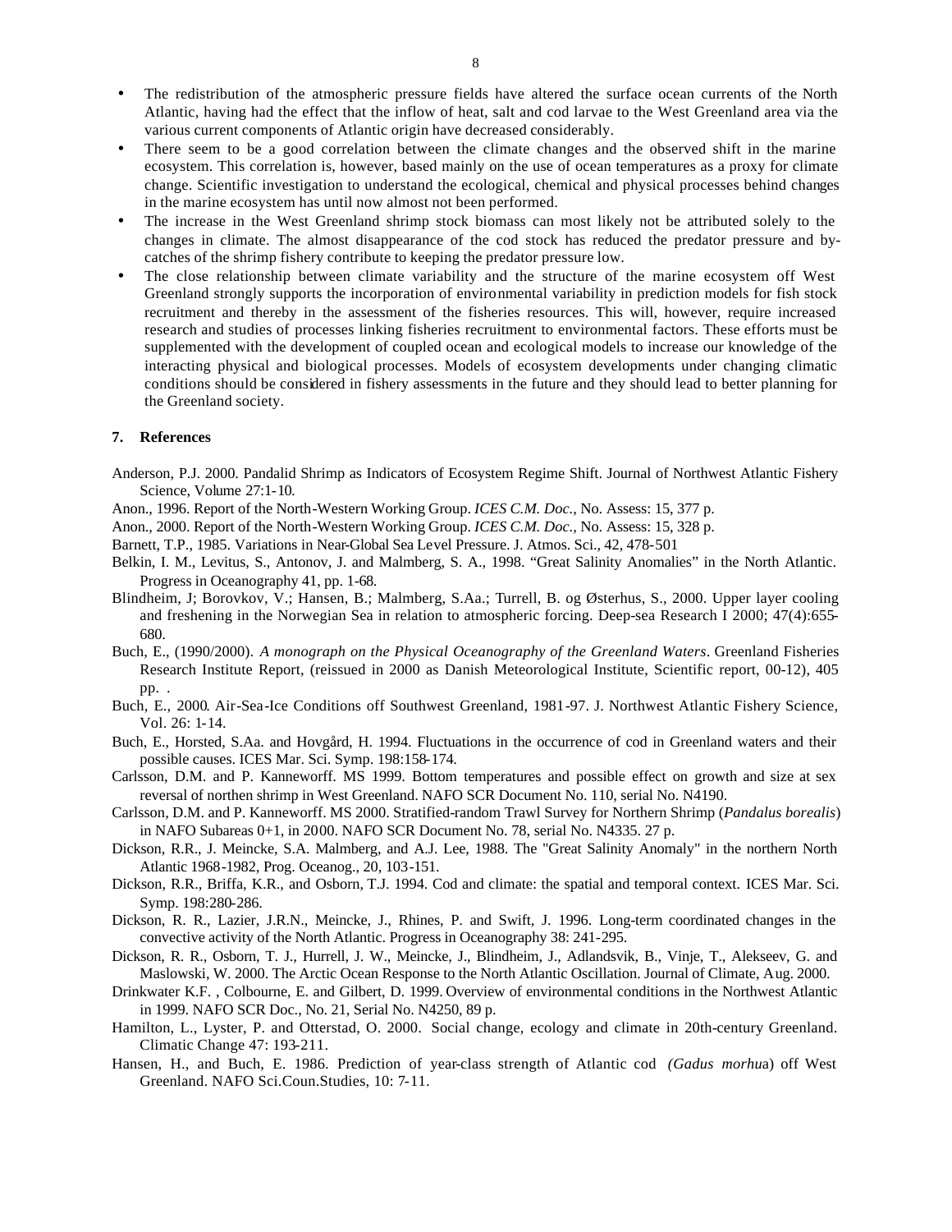- The redistribution of the atmospheric pressure fields have altered the surface ocean currents of the North Atlantic, having had the effect that the inflow of heat, salt and cod larvae to the West Greenland area via the various current components of Atlantic origin have decreased considerably.
- There seem to be a good correlation between the climate changes and the observed shift in the marine ecosystem. This correlation is, however, based mainly on the use of ocean temperatures as a proxy for climate change. Scientific investigation to understand the ecological, chemical and physical processes behind changes in the marine ecosystem has until now almost not been performed.
- The increase in the West Greenland shrimp stock biomass can most likely not be attributed solely to the changes in climate. The almost disappearance of the cod stock has reduced the predator pressure and by-catches of the shrimp fishery contribute to keeping the predator pressure low.
- The close relationship between climate variability and the structure of the marine ecosystem off West Greenland strongly supports the incorporation of environmental variability in prediction models for fish stock recruitment and thereby in the assessment of the fisheries resources. This will, however, require increased research and studies of processes linking fisheries recruitment to environmental factors. These efforts must be supplemented with the development of coupled ocean and ecological models to increase our knowledge of the interacting physical and biological processes. Models of ecosystem developments under changing climatic conditions should be considered in fishery assessments in the future and they should lead to better planning for the Greenland society.

## 7. References

Anderson, P.J. 2000. Pandalid Shrimp as Indicators of Ecosystem Regime Shift. Journal of Northwest Atlantic Fishery Science, Volume 27:1-10.

Anon., 1996. Report of the North-Western Working Group. *ICES C.M. Doc.*, No. Assess: 15, 377 p.

Anon., 2000. Report of the North-Western Working Group. *ICES C.M. Doc.*, No. Assess: 15, 328 p.

Barnett, T.P., 1985. Variations in Near-Global Sea Level Pressure. J. Atmos. Sci., 42, 478-501

Belkin, I. M., Levitus, S., Antonov, J. and Malmberg, S. A., 1998. "Great Salinity Anomalies" in the North Atlantic. Progress in Oceanography 41, pp. 1-68.

Blindheim, J; Borovkov, V.; Hansen, B.; Malmberg, S.Aa.; Turrell, B. og Østerhus, S., 2000. Upper layer cooling and freshening in the Norwegian Sea in relation to atmospheric forcing. Deep-sea Research I 2000; 47(4):655-680.

Buch, E., (1990/2000). *A monograph on the Physical Oceanography of the Greenland Waters*. Greenland Fisheries Research Institute Report, (reissued in 2000 as Danish Meteorological Institute, Scientific report, 00-12), 405 pp. .

Buch, E., 2000. Air-Sea-Ice Conditions off Southwest Greenland, 1981-97. J. Northwest Atlantic Fishery Science, Vol. 26: 1-14.

Buch, E., Horsted, S.Aa. and Hovgård, H. 1994. Fluctuations in the occurrence of cod in Greenland waters and their possible causes. ICES Mar. Sci. Symp. 198:158-174.

Carlsson, D.M. and P. Kanneworff. MS 1999. Bottom temperatures and possible effect on growth and size at sex reversal of northen shrimp in West Greenland. NAFO SCR Document No. 110, serial No. N4190.

Carlsson, D.M. and P. Kanneworff. MS 2000. Stratified-random Trawl Survey for Northern Shrimp (*Pandalus borealis*) in NAFO Subareas 0+1, in 2000. NAFO SCR Document No. 78, serial No. N4335. 27 p.

Dickson, R.R., J. Meincke, S.A. Malmberg, and A.J. Lee, 1988. The "Great Salinity Anomaly" in the northern North Atlantic 1968-1982, Prog. Oceanog., 20, 103-151.

Dickson, R.R., Briffa, K.R., and Osborn, T.J. 1994. Cod and climate: the spatial and temporal context. ICES Mar. Sci. Symp. 198:280-286.

Dickson, R. R., Lazier, J.R.N., Meincke, J., Rhines, P. and Swift, J. 1996. Long-term coordinated changes in the convective activity of the North Atlantic. Progress in Oceanography 38: 241-295.

Dickson, R. R., Osborn, T. J., Hurrell, J. W., Meincke, J., Blindheim, J., Adlandsvik, B., Vinje, T., Alekseev, G. and Maslowski, W. 2000. The Arctic Ocean Response to the North Atlantic Oscillation. Journal of Climate, Aug. 2000.

Drinkwater K.F. , Colbourne, E. and Gilbert, D. 1999. Overview of environmental conditions in the Northwest Atlantic in 1999. NAFO SCR Doc., No. 21, Serial No. N4250, 89 p.

Hamilton, L., Lyster, P. and Otterstad, O. 2000. Social change, ecology and climate in 20th-century Greenland. Climatic Change 47: 193-211.

Hansen, H., and Buch, E. 1986. Prediction of year-class strength of Atlantic cod *(Gadus morhu*a) off West Greenland. NAFO Sci.Coun.Studies, 10: 7-11.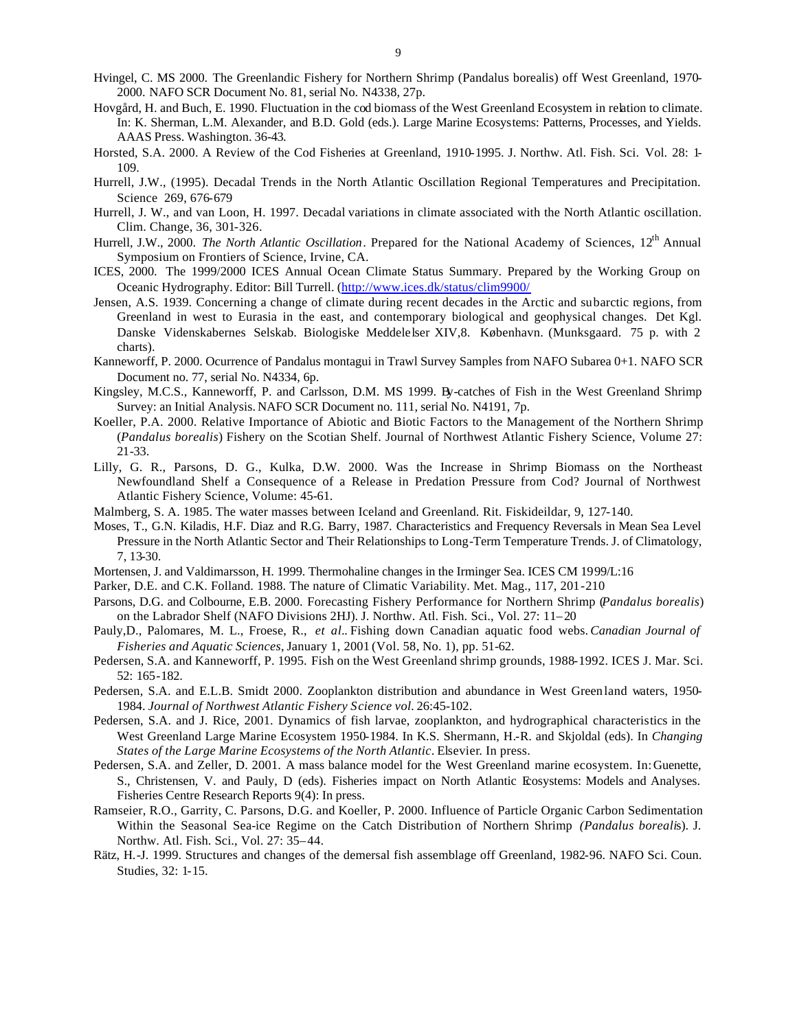Hvingel, C. MS 2000. The Greenlandic Fishery for Northern Shrimp (Pandalus borealis) off West Greenland, 1970-2000. NAFO SCR Document No. 81, serial No. N4338, 27p.

Hovgård, H. and Buch, E. 1990. Fluctuation in the cod biomass of the West Greenland Ecosystem in relation to climate. In: K. Sherman, L.M. Alexander, and B.D. Gold (eds.). Large Marine Ecosystems: Patterns, Processes, and Yields. AAAS Press. Washington. 36-43.

Horsted, S.A. 2000. A Review of the Cod Fisheries at Greenland, 1910-1995. J. Northw. Atl. Fish. Sci. Vol. 28: 1-109.

Hurrell, J.W., (1995). Decadal Trends in the North Atlantic Oscillation Regional Temperatures and Precipitation. Science 269, 676-679

Hurrell, J. W., and van Loon, H. 1997. Decadal variations in climate associated with the North Atlantic oscillation. Clim. Change, 36, 301-326.

Hurrell, J.W., 2000. *The North Atlantic Oscillation*. Prepared for the National Academy of Sciences, 12th Annual Symposium on Frontiers of Science, Irvine, CA.

ICES, 2000. The 1999/2000 ICES Annual Ocean Climate Status Summary. Prepared by the Working Group on Oceanic Hydrography. Editor: Bill Turrell. (http://www.ices.dk/status/clim9900/

Jensen, A.S. 1939. Concerning a change of climate during recent decades in the Arctic and subarctic regions, from Greenland in west to Eurasia in the east, and contemporary biological and geophysical changes. Det Kgl. Danske Videnskabernes Selskab. Biologiske Meddelelser XIV,8. København. (Munksgaard. 75 p. with 2 charts).

Kanneworff, P. 2000. Ocurrence of Pandalus montagui in Trawl Survey Samples from NAFO Subarea 0+1. NAFO SCR Document no. 77, serial No. N4334, 6p.

Kingsley, M.C.S., Kanneworff, P. and Carlsson, D.M. MS 1999. By-catches of Fish in the West Greenland Shrimp Survey: an Initial Analysis. NAFO SCR Document no. 111, serial No. N4191, 7p.

Koeller, P.A. 2000. Relative Importance of Abiotic and Biotic Factors to the Management of the Northern Shrimp (*Pandalus borealis*) Fishery on the Scotian Shelf. Journal of Northwest Atlantic Fishery Science, Volume 27: 21-33.

Lilly, G. R., Parsons, D. G., Kulka, D.W. 2000. Was the Increase in Shrimp Biomass on the Northeast Newfoundland Shelf a Consequence of a Release in Predation Pressure from Cod? Journal of Northwest Atlantic Fishery Science, Volume: 45-61.

Malmberg, S. A. 1985. The water masses between Iceland and Greenland. Rit. Fiskideildar, 9, 127-140.

Moses, T., G.N. Kiladis, H.F. Diaz and R.G. Barry, 1987. Characteristics and Frequency Reversals in Mean Sea Level Pressure in the North Atlantic Sector and Their Relationships to Long-Term Temperature Trends. J. of Climatology, 7, 13-30.

Mortensen, J. and Valdimarsson, H. 1999. Thermohaline changes in the Irminger Sea. ICES CM 1999/L:16

Parker, D.E. and C.K. Folland. 1988. The nature of Climatic Variability. Met. Mag., 117, 201-210

Parsons, D.G. and Colbourne, E.B. 2000. Forecasting Fishery Performance for Northern Shrimp (*Pandalus borealis*) on the Labrador Shelf (NAFO Divisions 2HJ). J. Northw. Atl. Fish. Sci., Vol. 27: 11–20

Pauly,D., Palomares, M. L., Froese, R., *et al*.. Fishing down Canadian aquatic food webs. *Canadian Journal of Fisheries and Aquatic Sciences*, January 1, 2001 (Vol. 58, No. 1), pp. 51-62.

Pedersen, S.A. and Kanneworff, P. 1995. Fish on the West Greenland shrimp grounds, 1988-1992. ICES J. Mar. Sci. 52: 165-182.

Pedersen, S.A. and E.L.B. Smidt 2000. Zooplankton distribution and abundance in West Greenland waters, 1950-1984. *Journal of Northwest Atlantic Fishery Science vol.* 26:45-102.

Pedersen, S.A. and J. Rice, 2001. Dynamics of fish larvae, zooplankton, and hydrographical characteristics in the West Greenland Large Marine Ecosystem 1950-1984. In K.S. Shermann, H.-R. and Skjoldal (eds). In *Changing States of the Large Marine Ecosystems of the North Atlantic*. Elsevier. In press.

Pedersen, S.A. and Zeller, D. 2001. A mass balance model for the West Greenland marine ecosystem. In: Guenette, S., Christensen, V. and Pauly, D (eds). Fisheries impact on North Atlantic Ecosystems: Models and Analyses. Fisheries Centre Research Reports 9(4): In press.

Ramseier, R.O., Garrity, C. Parsons, D.G. and Koeller, P. 2000. Influence of Particle Organic Carbon Sedimentation Within the Seasonal Sea-ice Regime on the Catch Distribution of Northern Shrimp *(Pandalus borealis*). J. Northw. Atl. Fish. Sci., Vol. 27: 35–44.

Rätz, H.-J. 1999. Structures and changes of the demersal fish assemblage off Greenland, 1982-96. NAFO Sci. Coun. Studies, 32: 1-15.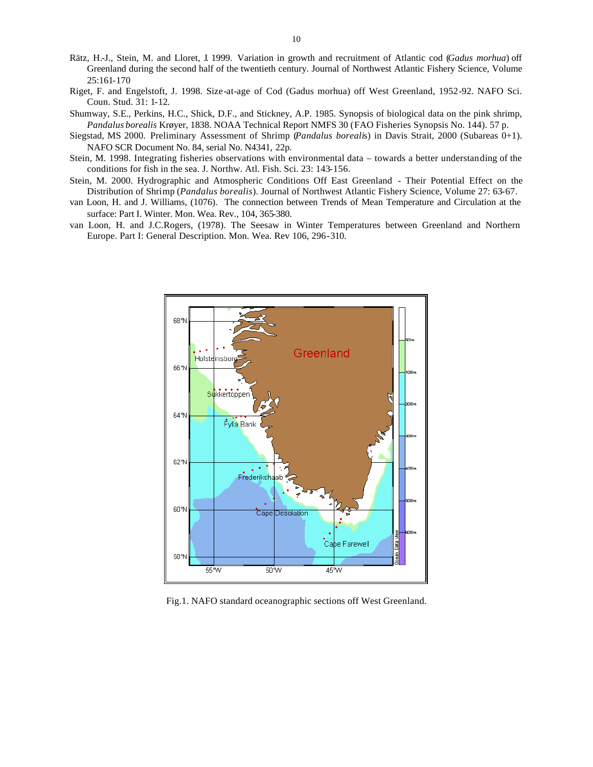Rätz, H.-J., Stein, M. and Lloret, J. 1999. Variation in growth and recruitment of Atlantic cod (*Gadus morhua*) off Greenland during the second half of the twentieth century. Journal of Northwest Atlantic Fishery Science, Volume 25:161-170

Riget, F. and Engelstoft, J. 1998. Size-at-age of Cod (Gadus morhua) off West Greenland, 1952-92. NAFO Sci. Coun. Stud. 31: 1-12.

Shumway, S.E., Perkins, H.C., Shick, D.F., and Stickney, A.P. 1985. Synopsis of biological data on the pink shrimp, *Pandalus borealis* Krøyer, 1838. NOAA Technical Report NMFS 30 (FAO Fisheries Synopsis No. 144). 57 p.

Siegstad, MS 2000. Preliminary Assessment of Shrimp (*Pandalus borealis*) in Davis Strait, 2000 (Subareas 0+1). NAFO SCR Document No. 84, serial No. N4341, 22p.

Stein, M. 1998. Integrating fisheries observations with environmental data – towards a better understanding of the conditions for fish in the sea. J. Northw. Atl. Fish. Sci. 23: 143-156.

Stein, M. 2000. Hydrographic and Atmospheric Conditions Off East Greenland - Their Potential Effect on the Distribution of Shrimp (*Pandalus borealis*). Journal of Northwest Atlantic Fishery Science, Volume 27: 63-67.

van Loon, H. and J. Williams, (1076). The connection between Trends of Mean Temperature and Circulation at the surface: Part I. Winter. Mon. Wea. Rev., 104, 365-380.

van Loon, H. and J.C.Rogers, (1978). The Seesaw in Winter Temperatures between Greenland and Northern Europe. Part I: General Description. Mon. Wea. Rev 106, 296-310.

Fig.1. NAFO standard oceanographic sections off West Greenland.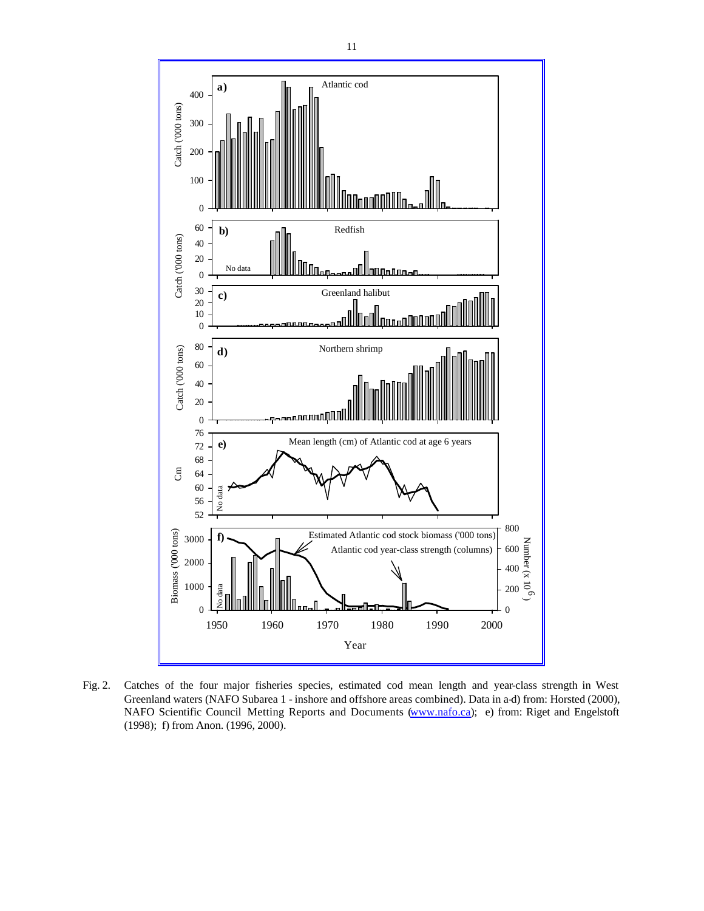Fig. 2. Catches of the four major fisheries species, estimated cod mean length and year-class strength in West Greenland waters (NAFO Subarea 1 - inshore and offshore areas combined). Data in a-d) from: Horsted (2000), NAFO Scientific Council Metting Reports and Documents (www.nafo.ca); e) from: Riget and Engelstoft (1998); f) from Anon. (1996, 2000).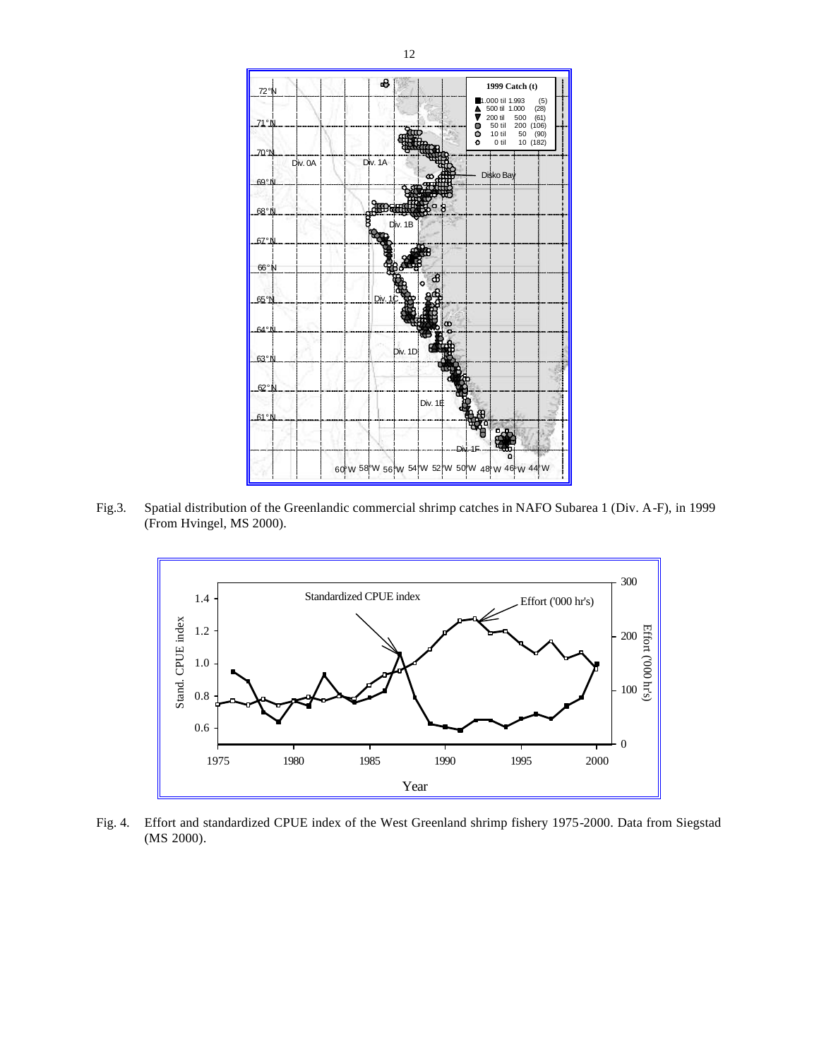Fig.3. Spatial distribution of the Greenlandic commercial shrimp catches in NAFO Subarea 1 (Div. A-F), in 1999 (From Hvingel, MS 2000).

Fig. 4. Effort and standardized CPUE index of the West Greenland shrimp fishery 1975-2000. Data from Siegstad (MS 2000).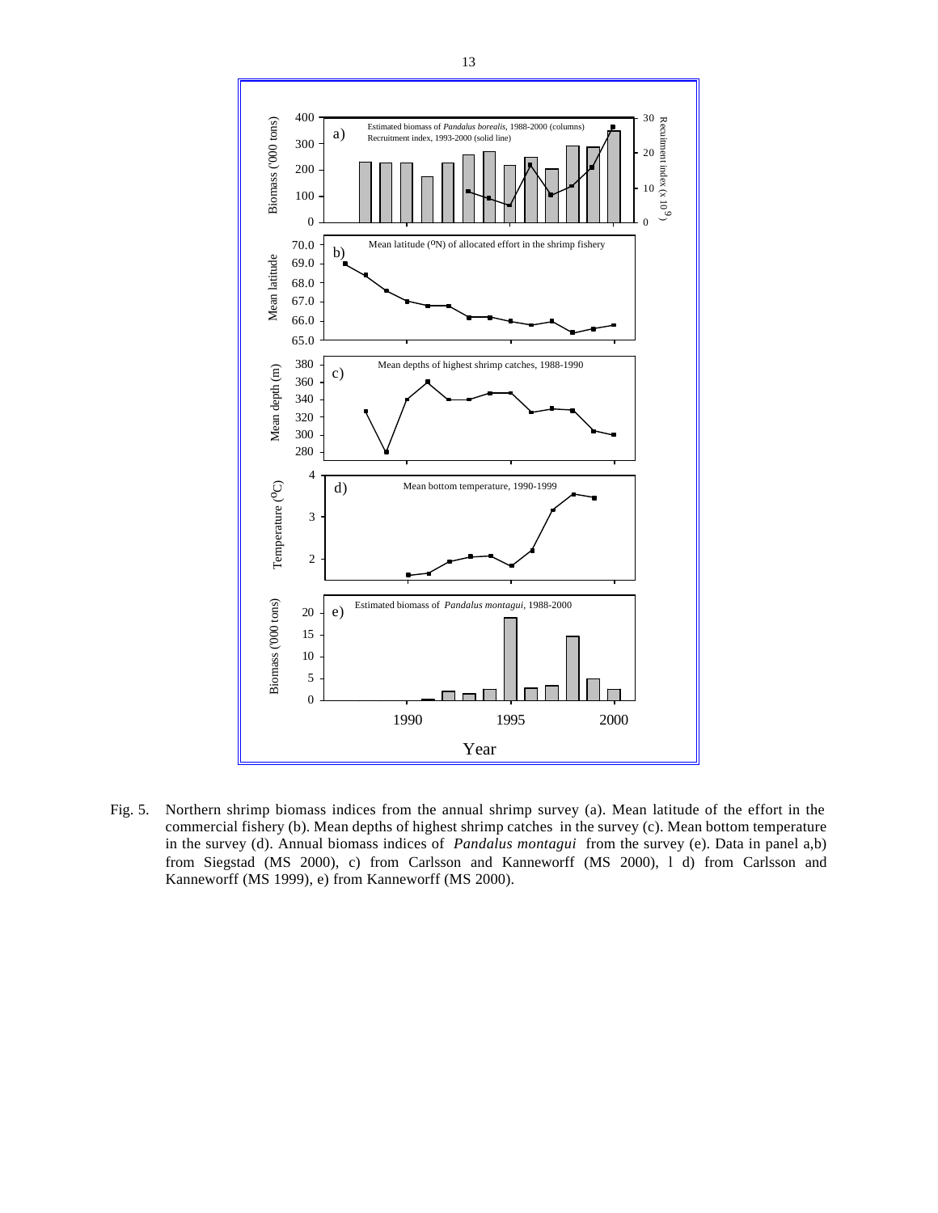Fig. 5. Northern shrimp biomass indices from the annual shrimp survey (a). Mean latitude of the effort in the commercial fishery (b). Mean depths of highest shrimp catches in the survey (c). Mean bottom temperature in the survey (d). Annual biomass indices of *Pandalus montagui* from the survey (e). Data in panel a,b) from Siegstad (MS 2000), c) from Carlsson and Kanneworff (MS 2000), l d) from Carlsson and Kanneworff (MS 1999), e) from Kanneworff (MS 2000).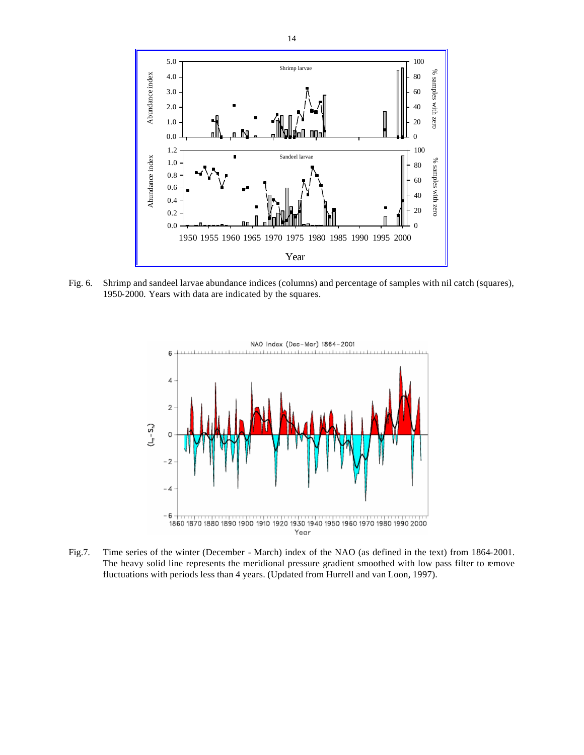Fig. 6. Shrimp and sandeel larvae abundance indices (columns) and percentage of samples with nil catch (squares), 1950-2000. Years with data are indicated by the squares.

Fig.7. Time series of the winter (December - March) index of the NAO (as defined in the text) from 1864-2001. The heavy solid line represents the meridional pressure gradient smoothed with low pass filter to remove fluctuations with periods less than 4 years. (Updated from Hurrell and van Loon, 1997).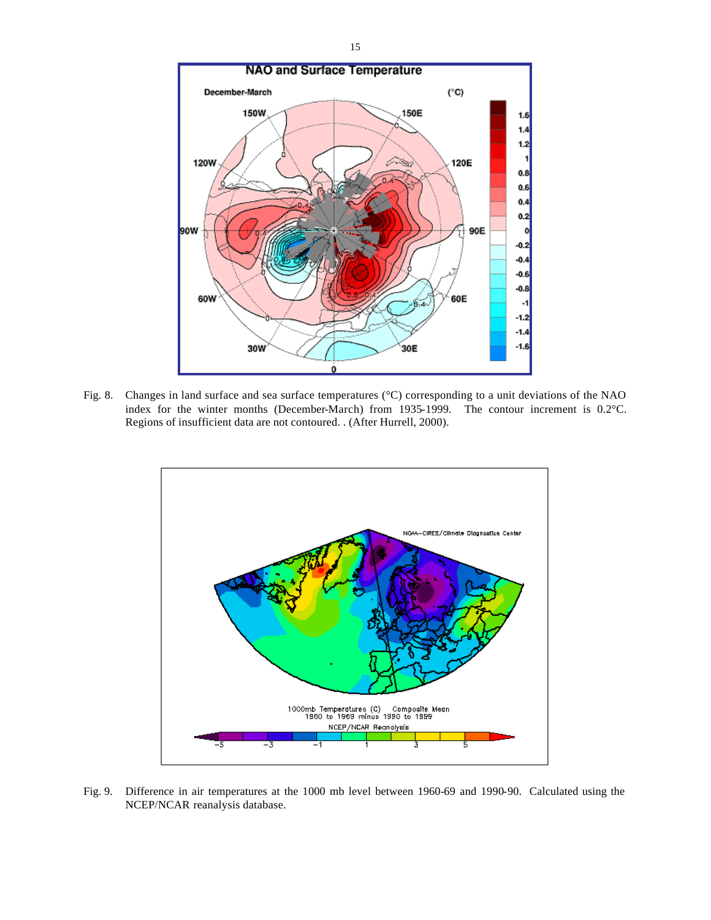Fig. 8. Changes in land surface and sea surface temperatures (°C) corresponding to a unit deviations of the NAO index for the winter months (December-March) from 1935-1999. The contour increment is 0.2°C. Regions of insufficient data are not contoured. . (After Hurrell, 2000).

Fig. 9. Difference in air temperatures at the 1000 mb level between 1960-69 and 1990-90. Calculated using the NCEP/NCAR reanalysis database.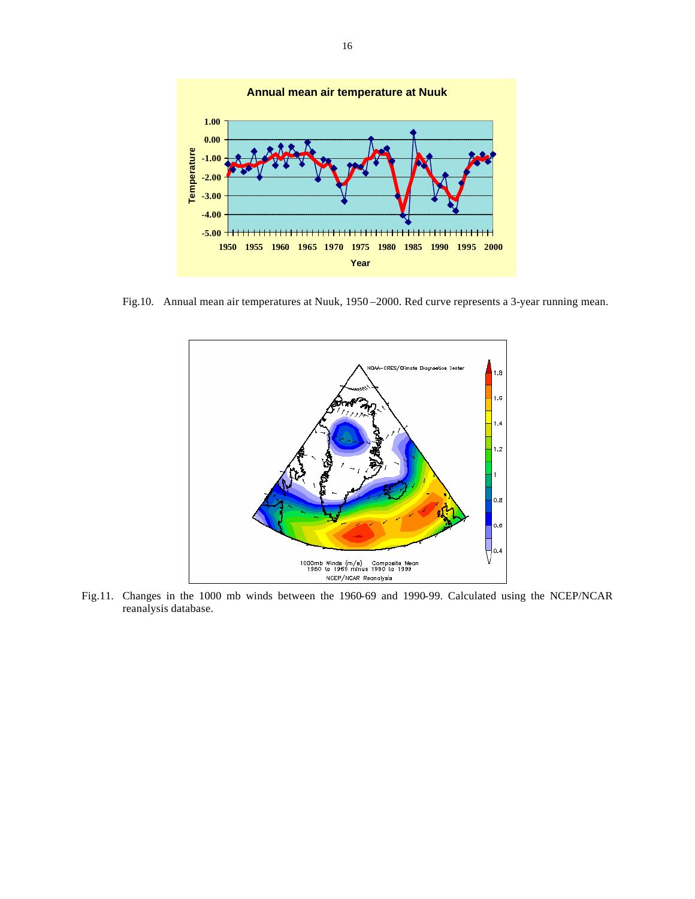Fig.10. Annual mean air temperatures at Nuuk, 1950–2000. Red curve represents a 3-year running mean.

Fig.11. Changes in the 1000 mb winds between the 1960-69 and 1990-99. Calculated using the NCEP/NCAR reanalysis database.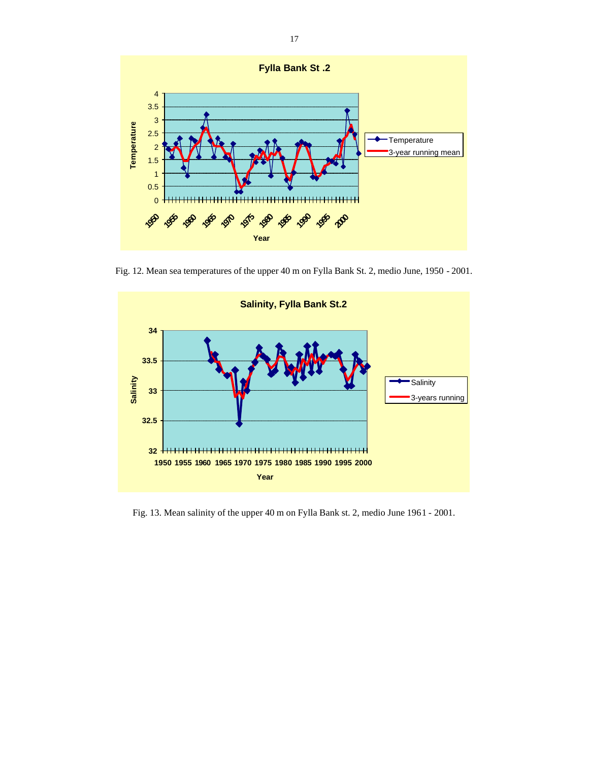Fig. 12. Mean sea temperatures of the upper 40 m on Fylla Bank St. 2, medio June, 1950 - 2001.

Fig. 13. Mean salinity of the upper 40 m on Fylla Bank st. 2, medio June 1961 - 2001.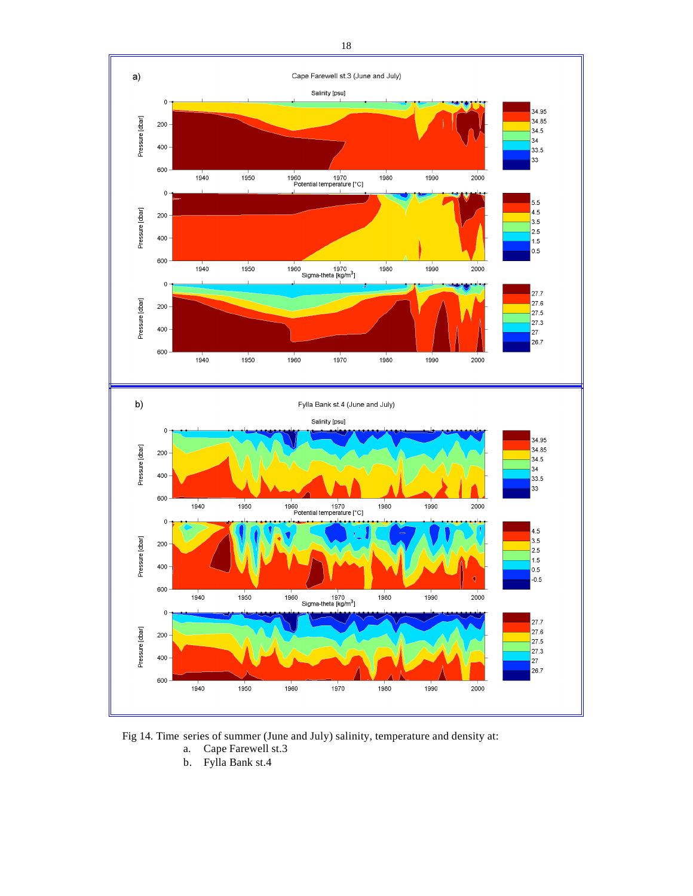Fig 14. Time series of summer (June and July) salinity, temperature and density at:

a. Cape Farewell st.3
b. Fylla Bank st.4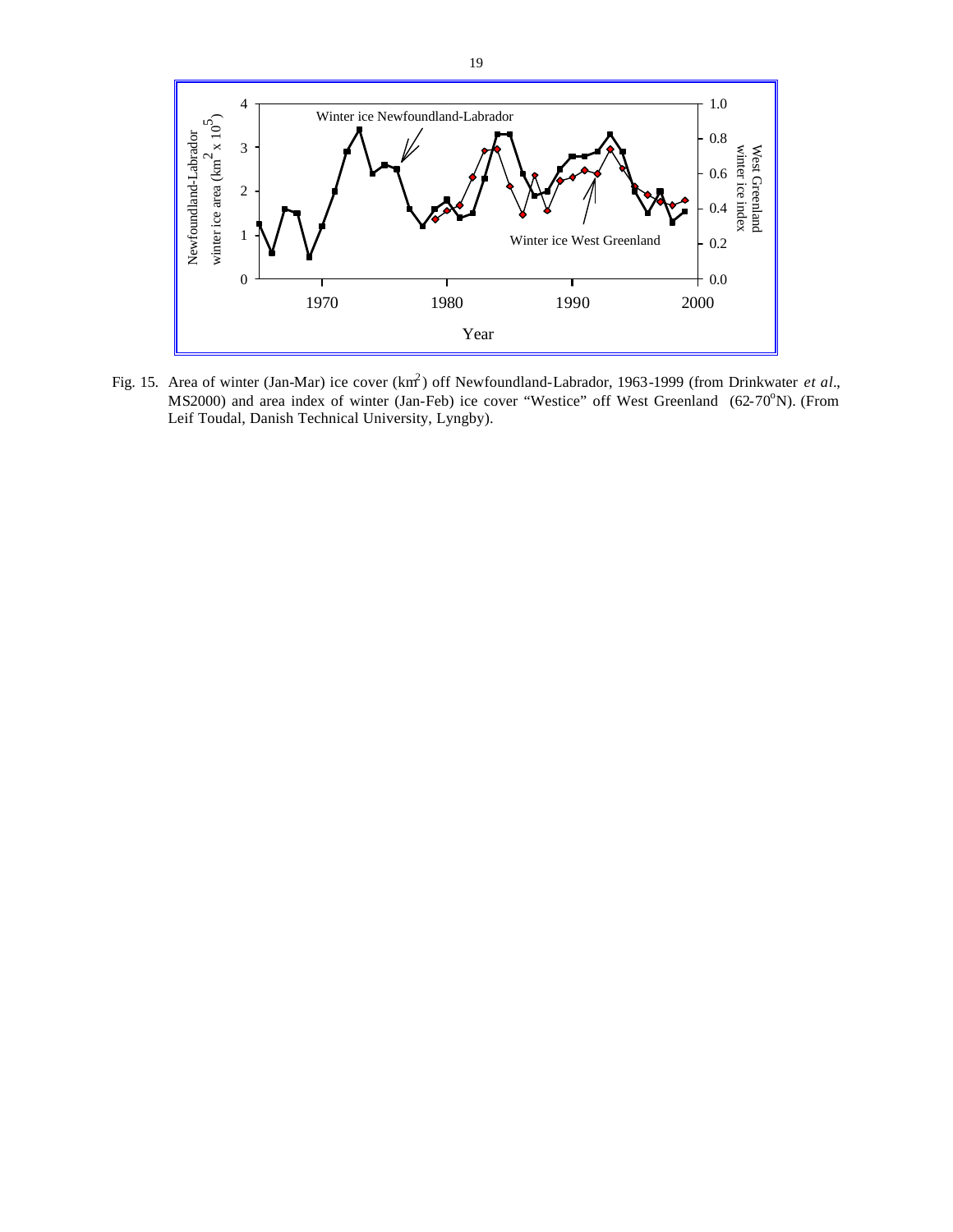Winter ice Newfoundland-Labrador

Newfoundland-Labrador winter ice area ($km^2 \times 10^5$)

4
3
2
1
0

1970
1980
1990
2000

Year

West Greenland winter ice index

1.0
0.8
0.6
0.4
0.2
0.0

Winter ice West Greenland

Fig. 15. Area of winter (Jan-Mar) ice cover ($km^2$) off Newfoundland-Labrador, 1963-1999 (from Drinkwater *et al*., MS2000) and area index of winter (Jan-Feb) ice cover "Westice" off West Greenland (62-70°N). (From Leif Toudal, Danish Technical University, Lyngby).